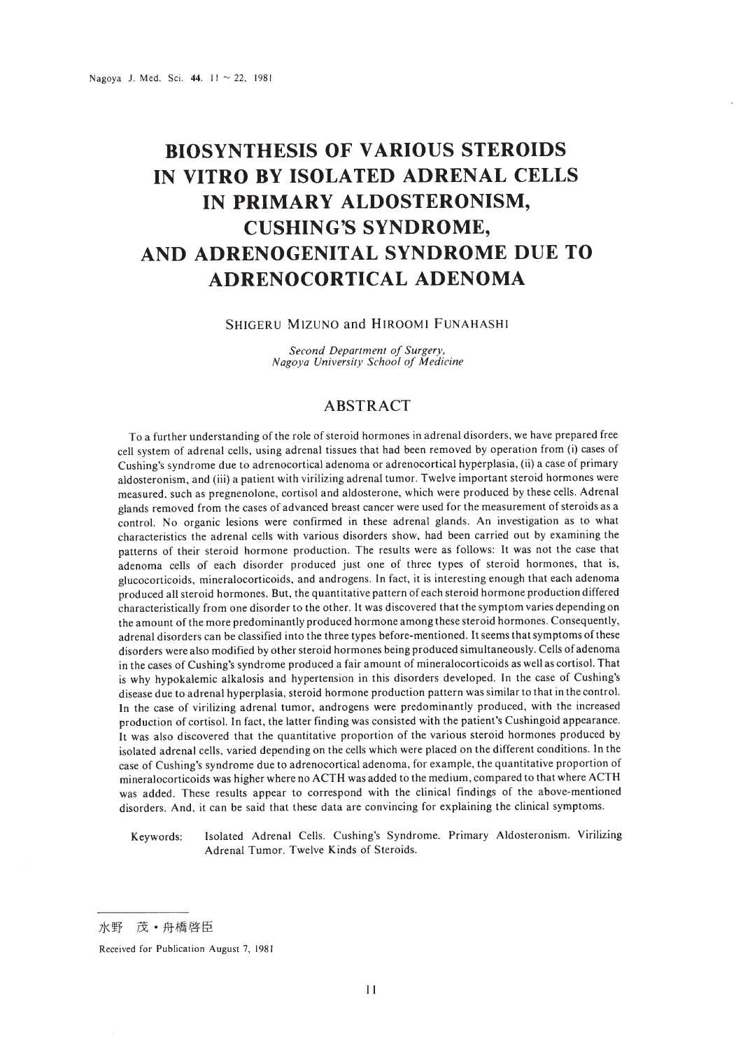# BIOSYNTHESIS OF VARIOUS STEROIDS IN VITRO BY ISOLATED ADRENAL CELLS IN PRIMARY ALDOSTERONISM, CUSHING'S SYNDROME, AND ADRENOGENITAL SYNDROME DUE TO ADRENOCORTICAL ADENOMA

SHIGERU MIZUNO and HIROOMI FUNAHASHI

*Second Department of Surgery, Nagoya University School of Medicine*

## ABSTRACT

To a further understanding of the role of steroid hormones in adrenal disorders, we have prepared free cell system of adrenal cells, using adrenal tissues that had been removed by operation from (i) cases of Cushing's syndrome due to adrenocortical adenoma or adrenocortical hyperplasia, (ii) a case of primary aldosteronism, and (iii) a patient with virilizing adrenal tumor. Twelve important steroid hormones were measured, such as pregnenolone, cortisol and aldosterone, which were produced by these cells. Adrenal glands removed from the cases of advanced breast cancer were used for the measurement of steroids as a control. No organic lesions were confirmed in these adrenal glands. An investigation as to what characteristics the adrenal cells with various disorders show, had been carried out by examining the patterns of their steroid hormone production. The results were as follows: It was not the case that adenoma cells of each disorder produced just one of three types of steroid hormones, that is, glucocorticoids, mineralocorticoids, and androgens. In fact, it is interesting enough that each adenoma produced all steroid hormones. But, the quantitative pattern of each steroid hormone production differed characteristically from one disorder to the other. It was discovered that the symptom varies depending on the amount of the more predominantly produced hormone among these steroid hormones. Consequently, adrenal disorders can be classified into the three types before-mentioned. It seems that symptoms of these disorders were also modified by other steroid hormones being produced simultaneously. Cells of adenoma in the cases of Cushing's syndrome produced a fair amount of mineralocorticoids as well as cortisol. That is why hypokalemic alkalosis and hypertension in this disorders developed. In the case of Cushing's disease due to adrenal hyperplasia, steroid hormone production pattern was similar to that in the control. In the case of virilizing adrenal tumor, androgens were predominantly produced, with the increased production of cortisol. In fact, the latter finding was consisted with the patient's Cushingoid appearance. It was also discovered that the quantitative proportion of the various steroid hormones produced by isolated adrenal cells, varied depending on the cells which were placed on the different conditions. In the case of Cushing's syndrome due to adrenocortical adenoma, for example, the quantitative proportion of mineralocorticoids was higher where no ACTH was added to the medium, compared to that where ACTH was added. These results appear to correspond with the clinical findings of the above-mentioned disorders. And, it can be said that these data are convincing for explaining the clinical symptoms.

Keywords: Isolated Adrenal Cells. Cushing's Syndrome. Primary Aldosteronism. Virilizing Adrenal Tumor. Twelve Kinds of Steroids.

水野　茂・舟橋啓臣

Received for Publication August 7, 1981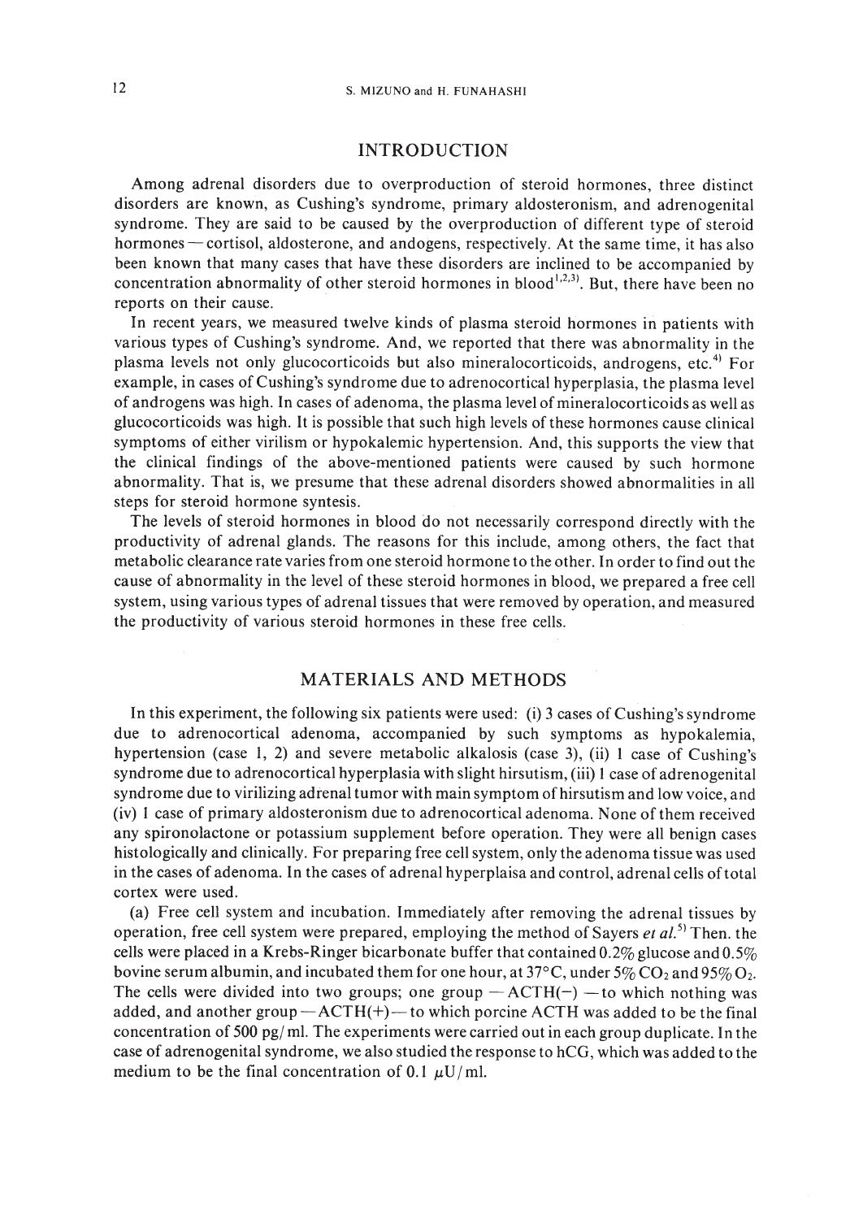## INTRODUCTION

Among adrenal disorders due to overproduction of steroid hormones, three distinct disorders are known, as Cushing's syndrome, primary aldosteronism, and adrenogenital syndrome. They are said to be caused by the overproduction of different type of steroid hormones — cortisol, aldosterone, and andogens, respectively. At the same time, it has also been known that many cases that have these disorders are inclined to be accompanied by concentration abnormality of other steroid hormones in blood[1,2,3]. But, there have been no reports on their cause.

In recent years, we measured twelve kinds of plasma steroid hormones in patients with various types of Cushing's syndrome. And, we reported that there was abnormality in the plasma levels not only glucocorticoids but also mineralocorticoids, androgens, etc.[4] For example, in cases of Cushing's syndrome due to adrenocortical hyperplasia, the plasma level of androgens was high. In cases of adenoma, the plasma level of mineralocorticoids as well as glucocorticoids was high. It is possible that such high levels of these hormones cause clinical symptoms of either virilism or hypokalemic hypertension. And, this supports the view that the clinical findings of the above-mentioned patients were caused by such hormone abnormality. That is, we presume that these adrenal disorders showed abnormalities in all steps for steroid hormone syntesis.

The levels of steroid hormones in blood do not necessarily correspond directly with the productivity of adrenal glands. The reasons for this include, among others, the fact that metabolic clearance rate varies from one steroid hormone to the other. In order to find out the cause of abnormality in the level of these steroid hormones in blood, we prepared a free cell system, using various types of adrenal tissues that were removed by operation, and measured the productivity of various steroid hormones in these free cells.

## MATERIALS AND METHODS

In this experiment, the following six patients were used: (i) 3 cases of Cushing's syndrome due to adrenocortical adenoma, accompanied by such symptoms as hypokalemia, hypertension (case 1, 2) and severe metabolic alkalosis (case 3), (ii) 1 case of Cushing's syndrome due to adrenocortical hyperplasia with slight hirsutism, (iii) 1 case of adrenogenital syndrome due to virilizing adrenal tumor with main symptom of hirsutism and low voice, and (iv) 1 case of primary aldosteronism due to adrenocortical adenoma. None of them received any spironolactone or potassium supplement before operation. They were all benign cases histologically and clinically. For preparing free cell system, only the adenoma tissue was used in the cases of adenoma. In the cases of adrenal hyperplaisa and control, adrenal cells of total cortex were used.

(a) Free cell system and incubation. Immediately after removing the adrenal tissues by operation, free cell system were prepared, employing the method of Sayers *et al.*[5] Then. the cells were placed in a Krebs-Ringer bicarbonate buffer that contained 0.2% glucose and 0.5% bovine serum albumin, and incubated them for one hour, at 37°C, under 5% $CO_2$ and 95% $O_2$. The cells were divided into two groups; one group — ACTH(−) — to which nothing was added, and another group — ACTH(+) — to which porcine ACTH was added to be the final concentration of 500 pg/ml. The experiments were carried out in each group duplicate. In the case of adrenogenital syndrome, we also studied the response to hCG, which was added to the medium to be the final concentration of 0.1 $\mu$U/ml.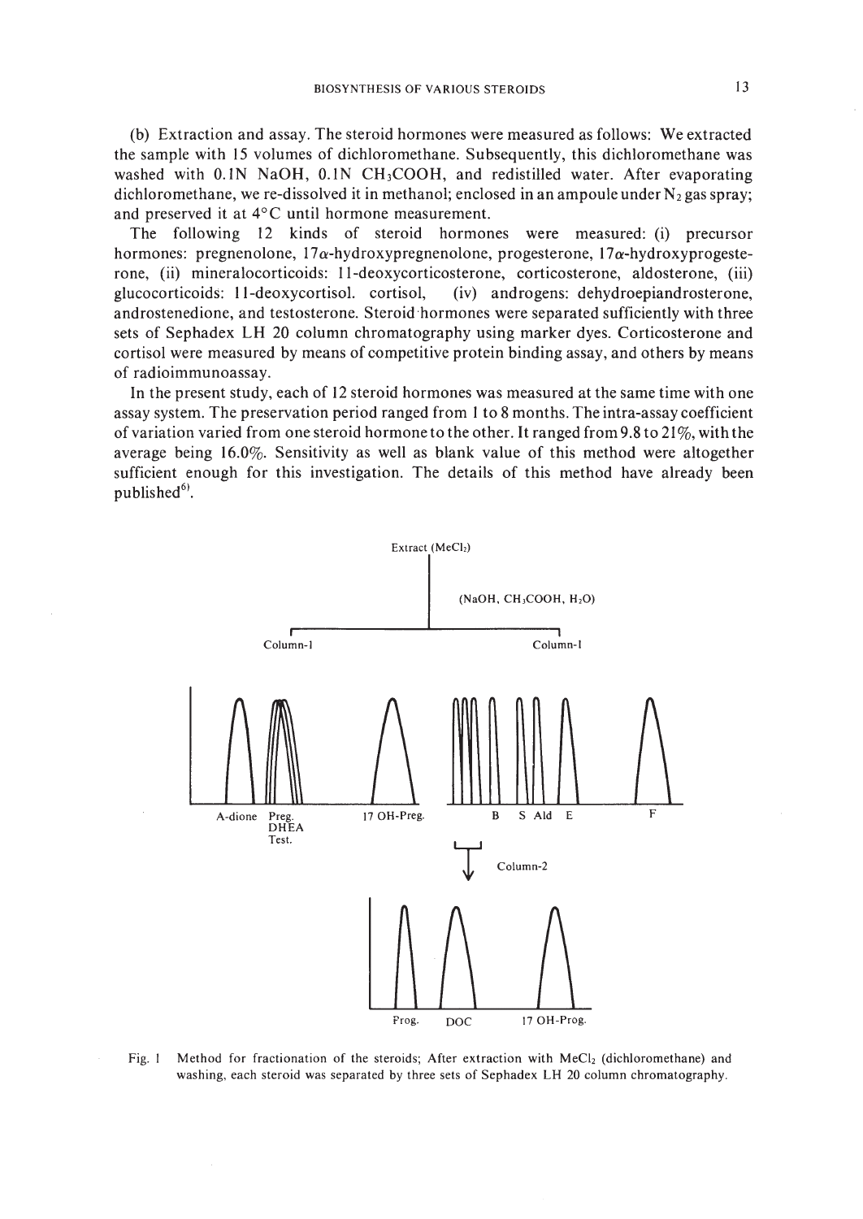(b) Extraction and assay. The steroid hormones were measured as follows: We extracted the sample with 15 volumes of dichloromethane. Subsequently, this dichloromethane was washed with 0.1N NaOH, 0.1N $CH_3COOH$, and redistilled water. After evaporating dichloromethane, we re-dissolved it in methanol; enclosed in an ampoule under $N_2$ gas spray; and preserved it at 4°C until hormone measurement.

The following 12 kinds of steroid hormones were measured: (i) precursor hormones: pregnenolone, 17α-hydroxypregnenolone, progesterone, 17α-hydroxyprogesterone, (ii) mineralocorticoids: 11-deoxycorticosterone, corticosterone, aldosterone, (iii) glucocorticoids: 11-deoxycortisol. cortisol, (iv) androgens: dehydroepiandrosterone, androstenedione, and testosterone. Steroid hormones were separated sufficiently with three sets of Sephadex LH 20 column chromatography using marker dyes. Corticosterone and cortisol were measured by means of competitive protein binding assay, and others by means of radioimmunoassay.

In the present study, each of 12 steroid hormones was measured at the same time with one assay system. The preservation period ranged from 1 to 8 months. The intra-assay coefficient of variation varied from one steroid hormone to the other. It ranged from 9.8 to 21%, with the average being 16.0%. Sensitivity as well as blank value of this method were altogether sufficient enough for this investigation. The details of this method have already been published[6].

Extract ($MeCl_2$)

($NaOH$, $CH_3COOH$, $H_2O$)

Column-1 | Column-1

A-dione, Preg., DHEA, Test., 17 OH-Preg. | B, S, Ald, E, F

Column-2

Prog., DOC, 17 OH-Prog.

Fig. 1 Method for fractionation of the steroids; After extraction with $MeCl_2$ (dichloromethane) and washing, each steroid was separated by three sets of Sephadex LH 20 column chromatography.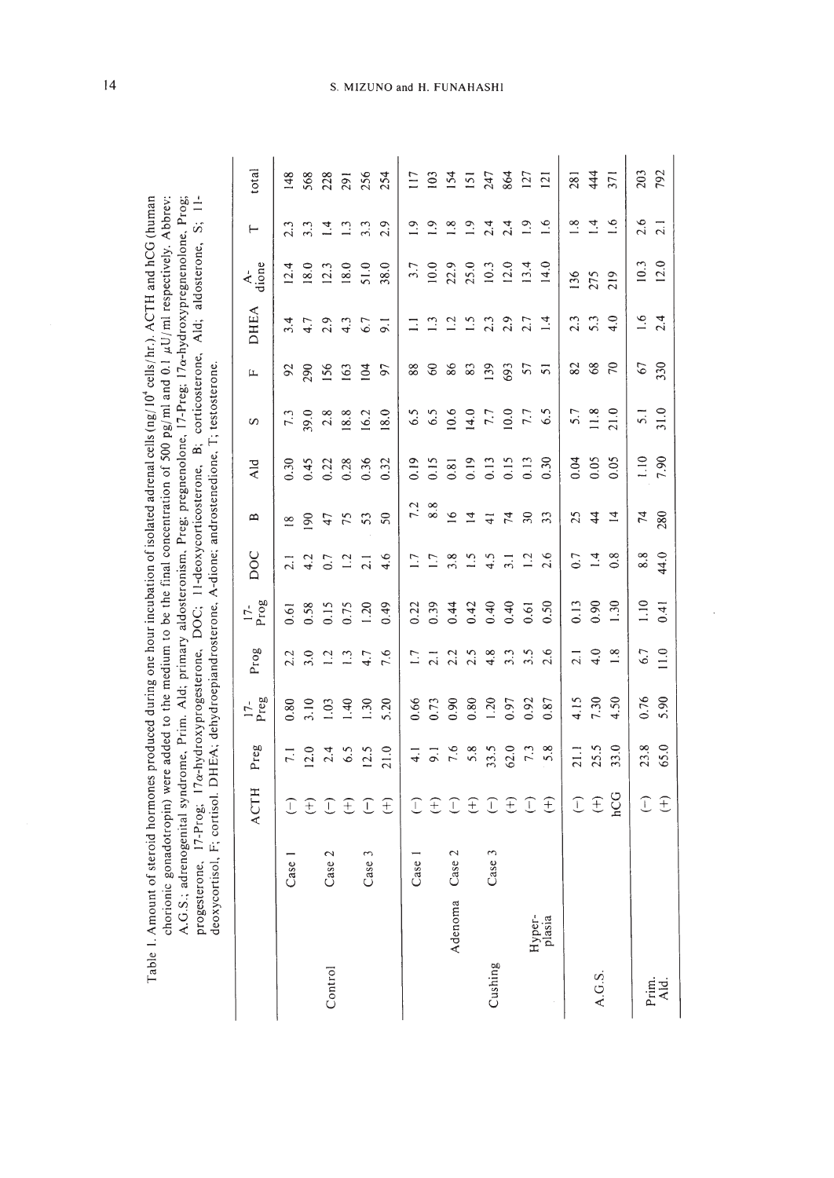Table 1. Amount of steroid hormones produced during one hour incubation of isolated adrenal cells (ng/$10^4$ cells/hr.). ACTH and hCG (human chorionic gonadotropin) were added to the medium to be the final concentration of 500 pg/ml and 0.1 μU/ml respectively. Abbrev: A.G.S.; adrenogenital syndrome, Prim. Ald; primary aldosteronism, Preg; pregnenolone, 17-Preg; 17α-hydroxypregnenolone, Prog; progesterone, 17-Prog; 17α-hydroxyprogesterone, DOC; 11-deoxycorticosterone, B; corticosterone, Ald; aldosterone, S; 11-deoxycortisol, F; cortisol, DHEA; dehydroepiandrosterone, A-dione; androstenedione, T; testosterone.

| | | | ACTH | Preg | 17-Preg | Prog | 17-Prog | DOC | B | Ald | S | F | DHEA | A-dione | T | total |
|---|---|---|---|---|---|---|---|---|---|---|---|---|---|---|---|---|
| Control | | Case 1 | (−) | 7.1 | 0.80 | 2.2 | 0.61 | 2.1 | 18 | 0.30 | 7.3 | 92 | 3.4 | 12.4 | 2.3 | 148 |
| | | | (+) | 12.0 | 3.10 | 3.0 | 0.58 | 4.2 | 190 | 0.45 | 39.0 | 290 | 4.7 | 18.0 | 3.3 | 568 |
| | | Case 2 | (−) | 2.4 | 1.03 | 1.2 | 0.15 | 0.7 | 47 | 0.22 | 2.8 | 156 | 2.9 | 12.3 | 1.4 | 228 |
| | | | (+) | 6.5 | 1.40 | 1.3 | 0.75 | 1.2 | 75 | 0.28 | 18.8 | 163 | 4.3 | 18.0 | 1.3 | 291 |
| | | Case 3 | (−) | 12.5 | 1.30 | 4.7 | 1.20 | 2.1 | 53 | 0.36 | 16.2 | 104 | 6.7 | 51.0 | 3.3 | 256 |
| | | | (+) | 21.0 | 5.20 | 7.6 | 0.49 | 4.6 | 50 | 0.32 | 18.0 | 97 | 9.1 | 38.0 | 2.9 | 254 |
| Cushing | Adenoma | Case 1 | (−) | 4.1 | 0.66 | 1.7 | 0.22 | 1.7 | 7.2 | 0.19 | 6.5 | 88 | 1.1 | 3.7 | 1.9 | 117 |
| | | | (+) | 9.1 | 0.73 | 2.1 | 0.39 | 1.7 | 8.8 | 0.15 | 6.5 | 60 | 1.3 | 10.0 | 1.9 | 103 |
| | | Case 2 | (−) | 7.6 | 0.90 | 2.2 | 0.44 | 3.8 | 16 | 0.81 | 10.6 | 86 | 1.2 | 22.9 | 1.8 | 154 |
| | | | (+) | 5.8 | 0.80 | 2.5 | 0.42 | 1.5 | 14 | 0.19 | 14.0 | 83 | 1.5 | 25.0 | 1.9 | 151 |
| | | Case 3 | (−) | 33.5 | 1.20 | 4.8 | 0.40 | 4.5 | 41 | 0.13 | 7.7 | 139 | 2.3 | 10.3 | 2.4 | 247 |
| | | | (+) | 62.0 | 0.97 | 3.3 | 0.40 | 3.1 | 74 | 0.15 | 10.0 | 693 | 2.9 | 12.0 | 2.4 | 864 |
| | Hyper-plasia | | (−) | 7.3 | 0.92 | 3.5 | 0.61 | 1.2 | 30 | 0.13 | 7.7 | 57 | 2.7 | 13.4 | 1.9 | 127 |
| | | | (+) | 5.8 | 0.87 | 2.6 | 0.50 | 2.6 | 33 | 0.30 | 6.5 | 51 | 1.4 | 14.0 | 1.6 | 121 |
| A.G.S. | | | (−) | 21.1 | 4.15 | 2.1 | 0.13 | 0.7 | 25 | 0.04 | 5.7 | 82 | 2.3 | 136 | 1.8 | 281 |
| | | | (+) | 25.5 | 7.30 | 4.0 | 0.90 | 1.4 | 44 | 0.05 | 11.8 | 68 | 5.3 | 275 | 1.4 | 444 |
| | | | hCG | 33.0 | 4.50 | 1.8 | 1.30 | 0.8 | 14 | 0.05 | 21.0 | 70 | 4.0 | 219 | 1.6 | 371 |
| Prim. Ald. | | | (−) | 23.8 | 0.76 | 6.7 | 1.10 | 8.8 | 74 | 1.10 | 5.1 | 67 | 1.6 | 10.3 | 2.6 | 203 |
| | | | (+) | 65.0 | 5.90 | 11.0 | 0.41 | 44.0 | 280 | 7.90 | 31.0 | 330 | 2.4 | 12.0 | 2.1 | 792 |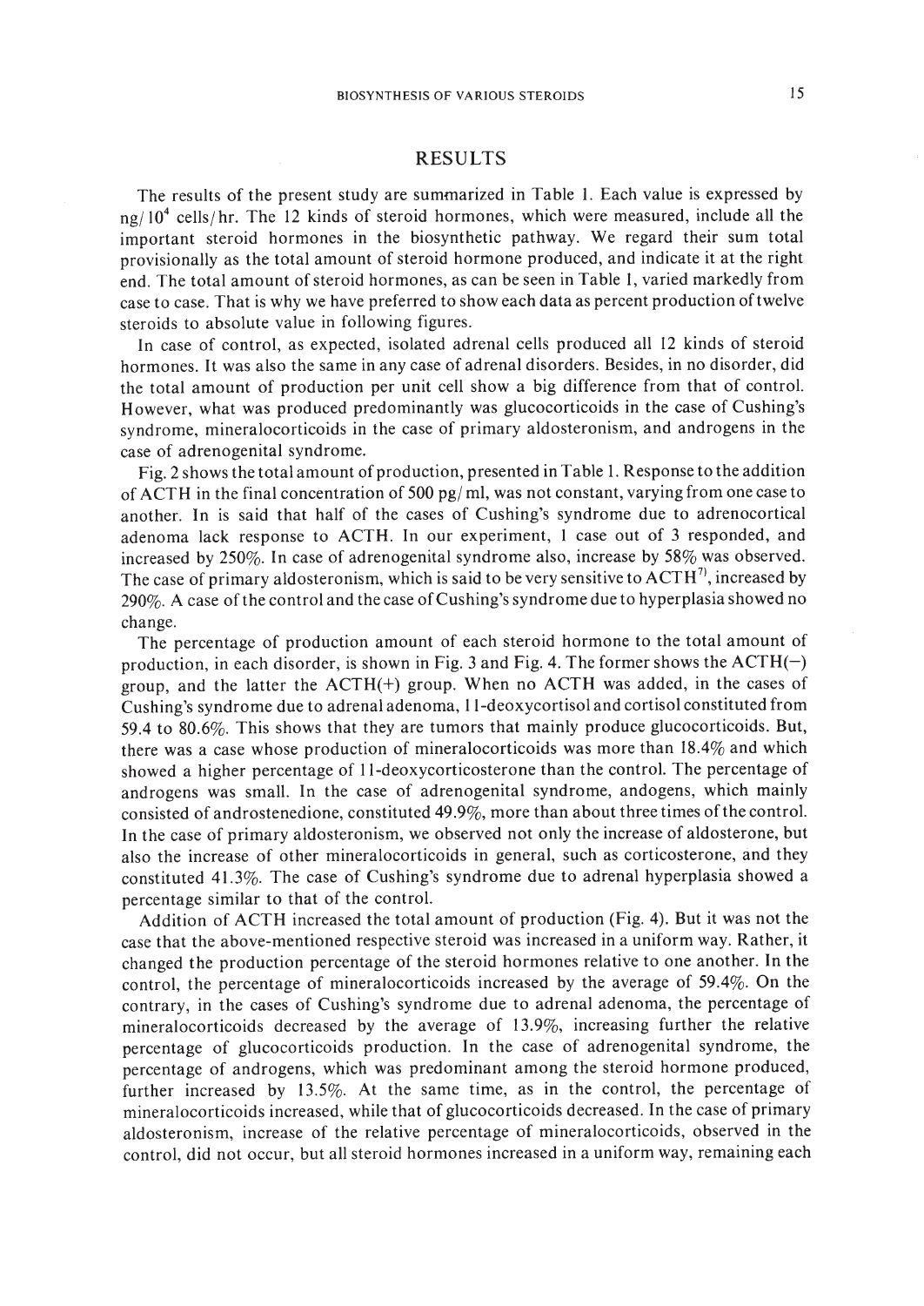## RESULTS

The results of the present study are summarized in Table 1. Each value is expressed by ng/$10^4$ cells/hr. The 12 kinds of steroid hormones, which were measured, include all the important steroid hormones in the biosynthetic pathway. We regard their sum total provisionally as the total amount of steroid hormone produced, and indicate it at the right end. The total amount of steroid hormones, as can be seen in Table 1, varied markedly from case to case. That is why we have preferred to show each data as percent production of twelve steroids to absolute value in following figures.

In case of control, as expected, isolated adrenal cells produced all 12 kinds of steroid hormones. It was also the same in any case of adrenal disorders. Besides, in no disorder, did the total amount of production per unit cell show a big difference from that of control. However, what was produced predominantly was glucocorticoids in the case of Cushing's syndrome, mineralocorticoids in the case of primary aldosteronism, and androgens in the case of adrenogenital syndrome.

Fig. 2 shows the total amount of production, presented in Table 1. Response to the addition of ACTH in the final concentration of 500 pg/ml, was not constant, varying from one case to another. In is said that half of the cases of Cushing's syndrome due to adrenocortical adenoma lack response to ACTH. In our experiment, 1 case out of 3 responded, and increased by 250%. In case of adrenogenital syndrome also, increase by 58% was observed. The case of primary aldosteronism, which is said to be very sensitive to ACTH[7], increased by 290%. A case of the control and the case of Cushing's syndrome due to hyperplasia showed no change.

The percentage of production amount of each steroid hormone to the total amount of production, in each disorder, is shown in Fig. 3 and Fig. 4. The former shows the ACTH(−) group, and the latter the ACTH(+) group. When no ACTH was added, in the cases of Cushing's syndrome due to adrenal adenoma, 11-deoxycortisol and cortisol constituted from 59.4 to 80.6%. This shows that they are tumors that mainly produce glucocorticoids. But, there was a case whose production of mineralocorticoids was more than 18.4% and which showed a higher percentage of 11-deoxycorticosterone than the control. The percentage of androgens was small. In the case of adrenogenital syndrome, andogens, which mainly consisted of androstenedione, constituted 49.9%, more than about three times of the control. In the case of primary aldosteronism, we observed not only the increase of aldosterone, but also the increase of other mineralocorticoids in general, such as corticosterone, and they constituted 41.3%. The case of Cushing's syndrome due to adrenal hyperplasia showed a percentage similar to that of the control.

Addition of ACTH increased the total amount of production (Fig. 4). But it was not the case that the above-mentioned respective steroid was increased in a uniform way. Rather, it changed the production percentage of the steroid hormones relative to one another. In the control, the percentage of mineralocorticoids increased by the average of 59.4%. On the contrary, in the cases of Cushing's syndrome due to adrenal adenoma, the percentage of mineralocorticoids decreased by the average of 13.9%, increasing further the relative percentage of glucocorticoids production. In the case of adrenogenital syndrome, the percentage of androgens, which was predominant among the steroid hormone produced, further increased by 13.5%. At the same time, as in the control, the percentage of mineralocorticoids increased, while that of glucocorticoids decreased. In the case of primary aldosteronism, increase of the relative percentage of mineralocorticoids, observed in the control, did not occur, but all steroid hormones increased in a uniform way, remaining each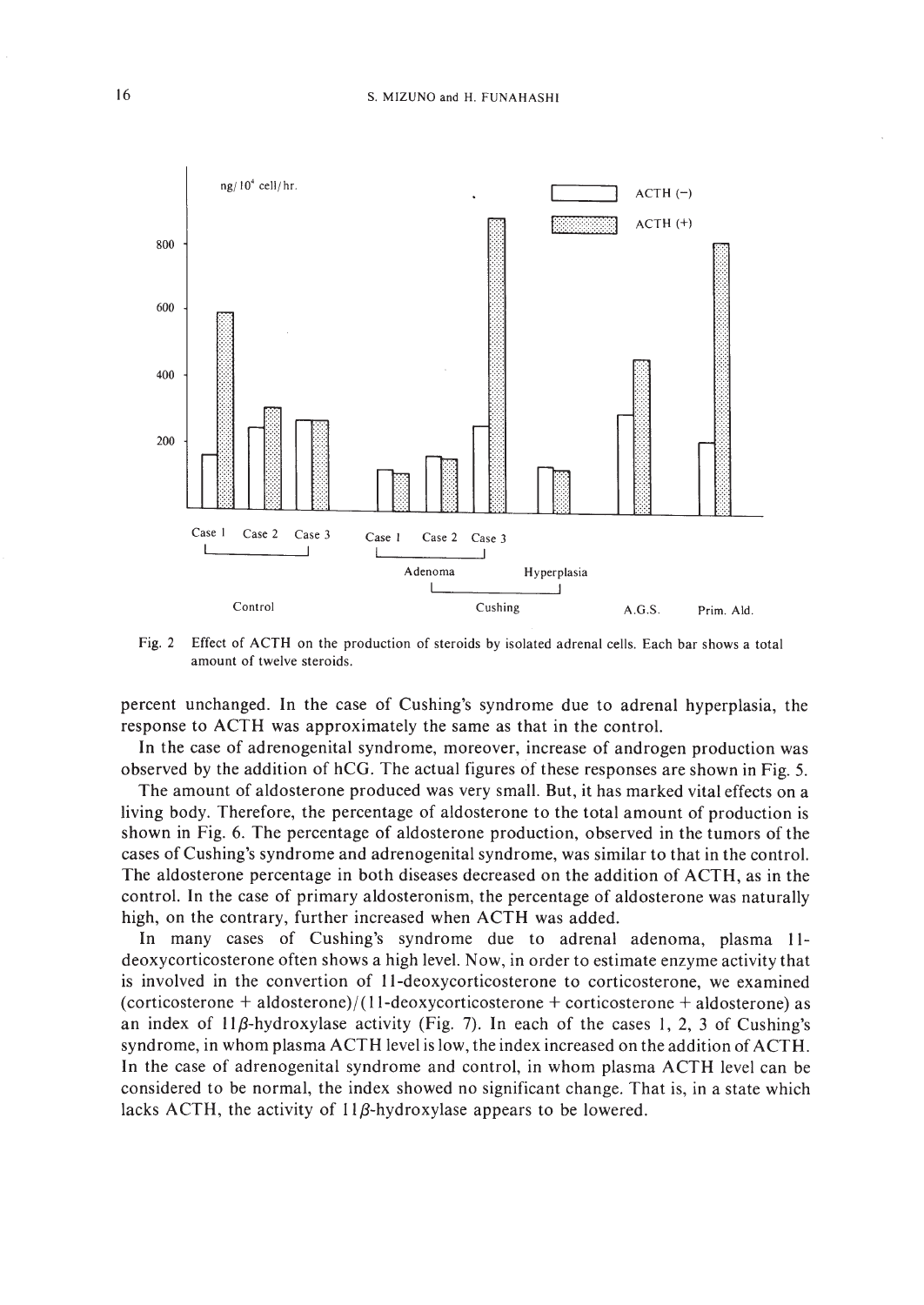Fig. 2 Effect of ACTH on the production of steroids by isolated adrenal cells. Each bar shows a total amount of twelve steroids.

percent unchanged. In the case of Cushing's syndrome due to adrenal hyperplasia, the response to ACTH was approximately the same as that in the control.

In the case of adrenogenital syndrome, moreover, increase of androgen production was observed by the addition of hCG. The actual figures of these responses are shown in Fig. 5.

The amount of aldosterone produced was very small. But, it has marked vital effects on a living body. Therefore, the percentage of aldosterone to the total amount of production is shown in Fig. 6. The percentage of aldosterone production, observed in the tumors of the cases of Cushing's syndrome and adrenogenital syndrome, was similar to that in the control. The aldosterone percentage in both diseases decreased on the addition of ACTH, as in the control. In the case of primary aldosteronism, the percentage of aldosterone was naturally high, on the contrary, further increased when ACTH was added.

In many cases of Cushing's syndrome due to adrenal adenoma, plasma 11-deoxycorticosterone often shows a high level. Now, in order to estimate enzyme activity that is involved in the convertion of 11-deoxycorticosterone to corticosterone, we examined (corticosterone + aldosterone)/(11-deoxycorticosterone + corticosterone + aldosterone) as an index of 11$\beta$-hydroxylase activity (Fig. 7). In each of the cases 1, 2, 3 of Cushing's syndrome, in whom plasma ACTH level is low, the index increased on the addition of ACTH. In the case of adrenogenital syndrome and control, in whom plasma ACTH level can be considered to be normal, the index showed no significant change. That is, in a state which lacks ACTH, the activity of 11$\beta$-hydroxylase appears to be lowered.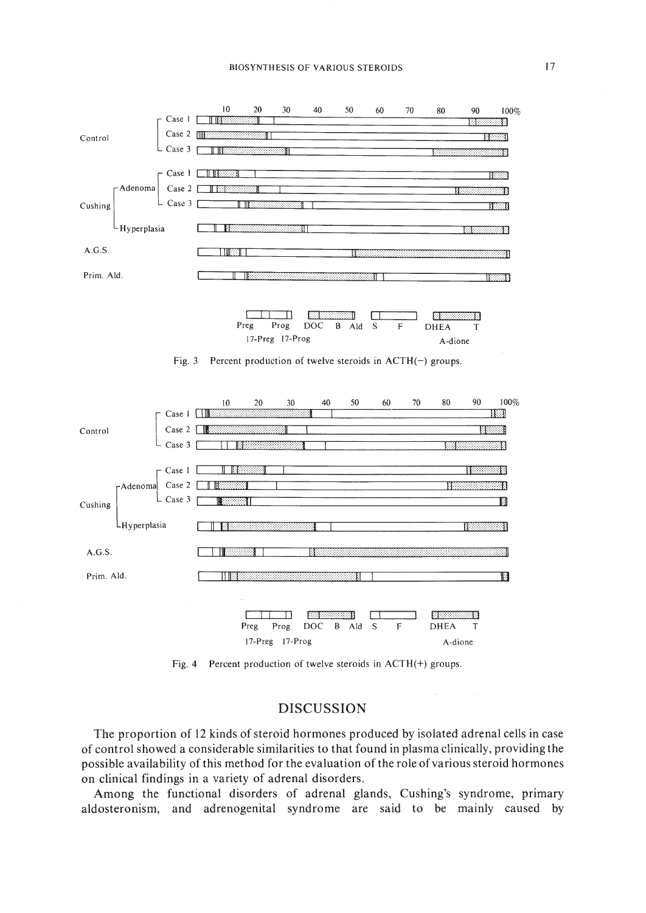Fig. 3 Percent production of twelve steroids in ACTH(−) groups.

Fig. 4 Percent production of twelve steroids in ACTH(+) groups.

## DISCUSSION

The proportion of 12 kinds of steroid hormones produced by isolated adrenal cells in case of control showed a considerable similarities to that found in plasma clinically, providing the possible availability of this method for the evaluation of the role of various steroid hormones on clinical findings in a variety of adrenal disorders.

Among the functional disorders of adrenal glands, Cushing's syndrome, primary aldosteronism, and adrenogenital syndrome are said to be mainly caused by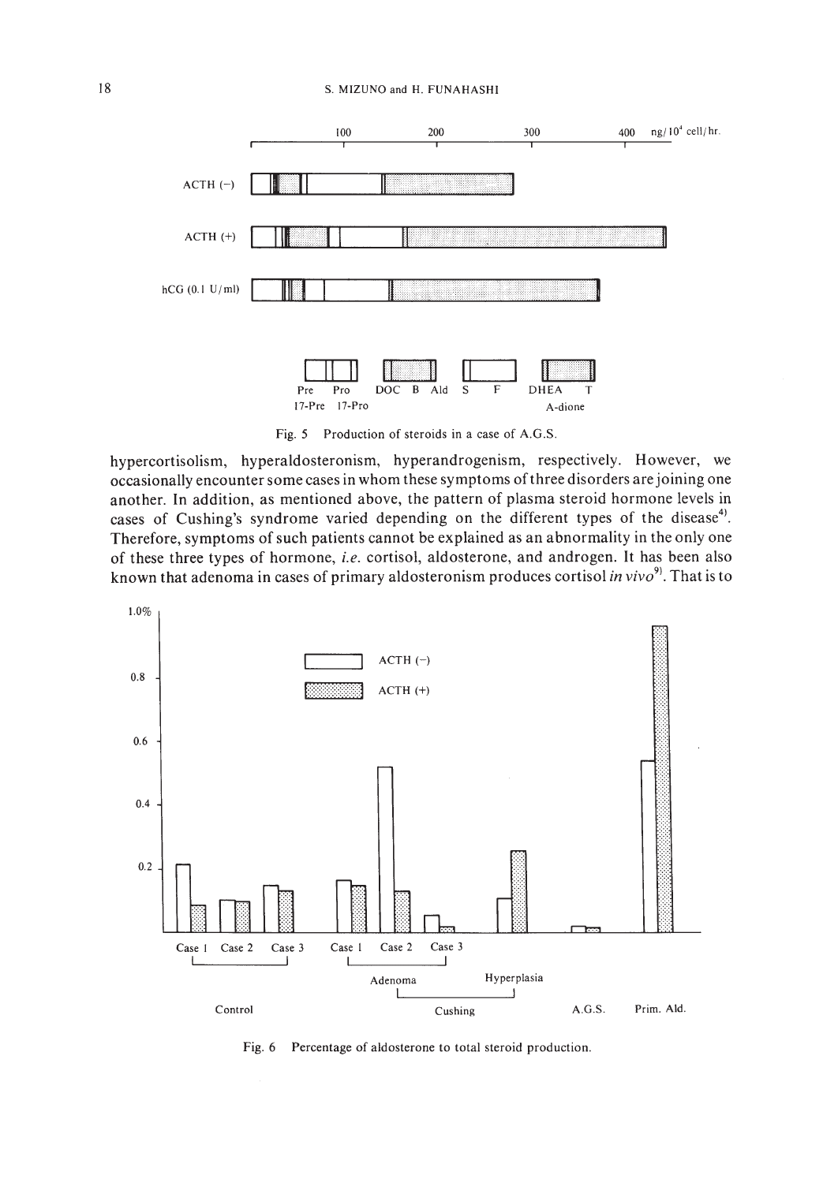Fig. 5 Production of steroids in a case of A.G.S.

hypercortisolism, hyperaldosteronism, hyperandrogenism, respectively. However, we occasionally encounter some cases in whom these symptoms of three disorders are joining one another. In addition, as mentioned above, the pattern of plasma steroid hormone levels in cases of Cushing's syndrome varied depending on the different types of the disease[4]. Therefore, symptoms of such patients cannot be explained as an abnormality in the only one of these three types of hormone, *i.e.* cortisol, aldosterone, and androgen. It has been also known that adenoma in cases of primary aldosteronism produces cortisol *in vivo*[9]. That is to

Fig. 6 Percentage of aldosterone to total steroid production.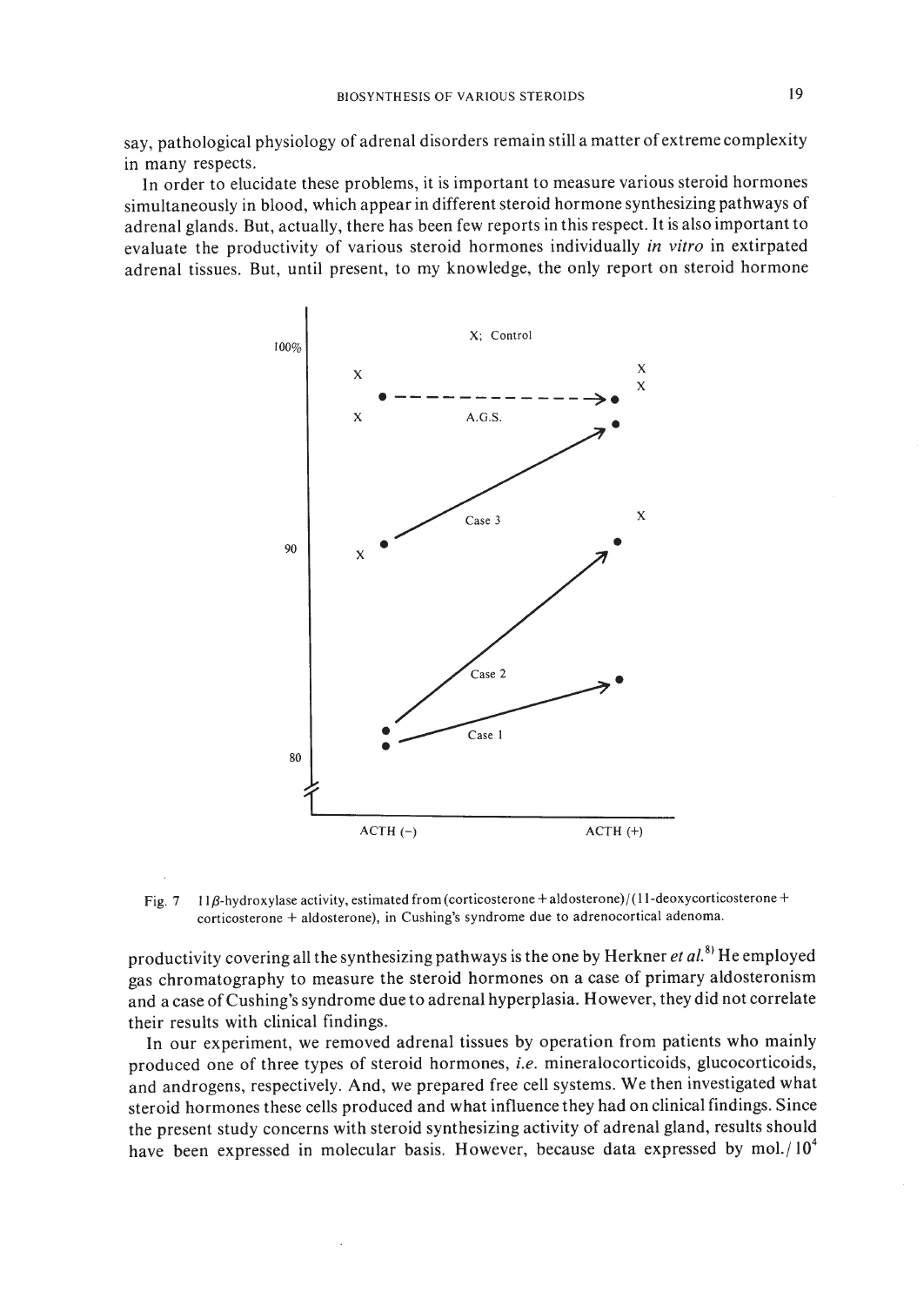say, pathological physiology of adrenal disorders remain still a matter of extreme complexity in many respects.

In order to elucidate these problems, it is important to measure various steroid hormones simultaneously in blood, which appear in different steroid hormone synthesizing pathways of adrenal glands. But, actually, there has been few reports in this respect. It is also important to evaluate the productivity of various steroid hormones individually *in vitro* in extirpated adrenal tissues. But, until present, to my knowledge, the only report on steroid hormone

Fig. 7 11β-hydroxylase activity, estimated from (corticosterone + aldosterone)/(11-deoxycorticosterone + corticosterone + aldosterone), in Cushing's syndrome due to adrenocortical adenoma.

productivity covering all the synthesizing pathways is the one by Herkner *et al.*[8] He employed gas chromatography to measure the steroid hormones on a case of primary aldosteronism and a case of Cushing's syndrome due to adrenal hyperplasia. However, they did not correlate their results with clinical findings.

In our experiment, we removed adrenal tissues by operation from patients who mainly produced one of three types of steroid hormones, *i.e.* mineralocorticoids, glucocorticoids, and androgens, respectively. And, we prepared free cell systems. We then investigated what steroid hormones these cells produced and what influence they had on clinical findings. Since the present study concerns with steroid synthesizing activity of adrenal gland, results should have been expressed in molecular basis. However, because data expressed by mol./$10^4$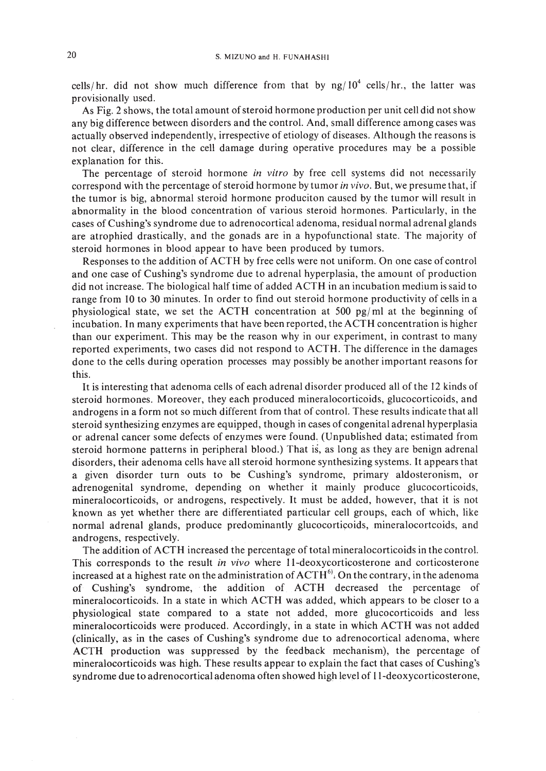cells/hr. did not show much difference from that by ng/$10^4$ cells/hr., the latter was provisionally used.

As Fig. 2 shows, the total amount of steroid hormone production per unit cell did not show any big difference between disorders and the control. And, small difference among cases was actually observed independently, irrespective of etiology of diseases. Although the reasons is not clear, difference in the cell damage during operative procedures may be a possible explanation for this.

The percentage of steroid hormone *in vitro* by free cell systems did not necessarily correspond with the percentage of steroid hormone by tumor *in vivo*. But, we presume that, if the tumor is big, abnormal steroid hormone produciton caused by the tumor will result in abnormality in the blood concentration of various steroid hormones. Particularly, in the cases of Cushing's syndrome due to adrenocortical adenoma, residual normal adrenal glands are atrophied drastically, and the gonads are in a hypofunctional state. The majority of steroid hormones in blood appear to have been produced by tumors.

Responses to the addition of ACTH by free cells were not uniform. On one case of control and one case of Cushing's syndrome due to adrenal hyperplasia, the amount of production did not increase. The biological half time of added ACTH in an incubation medium is said to range from 10 to 30 minutes. In order to find out steroid hormone productivity of cells in a physiological state, we set the ACTH concentration at 500 pg/ml at the beginning of incubation. In many experiments that have been reported, the ACTH concentration is higher than our experiment. This may be the reason why in our experiment, in contrast to many reported experiments, two cases did not respond to ACTH. The difference in the damages done to the cells during operation processes may possibly be another important reasons for this.

It is interesting that adenoma cells of each adrenal disorder produced all of the 12 kinds of steroid hormones. Moreover, they each produced mineralocorticoids, glucocorticoids, and androgens in a form not so much different from that of control. These results indicate that all steroid synthesizing enzymes are equipped, though in cases of congenital adrenal hyperplasia or adrenal cancer some defects of enzymes were found. (Unpublished data; estimated from steroid hormone patterns in peripheral blood.) That is, as long as they are benign adrenal disorders, their adenoma cells have all steroid hormone synthesizing systems. It appears that a given disorder turn outs to be Cushing's syndrome, primary aldosteronism, or adrenogenital syndrome, depending on whether it mainly produce glucocorticoids, mineralocorticoids, or androgens, respectively. It must be added, however, that it is not known as yet whether there are differentiated particular cell groups, each of which, like normal adrenal glands, produce predominantly glucocorticoids, mineralocortcoids, and androgens, respectively.

The addition of ACTH increased the percentage of total mineralocorticoids in the control. This corresponds to the result *in vivo* where 11-deoxycorticosterone and corticosterone increased at a highest rate on the administration of ACTH[6]. On the contrary, in the adenoma of Cushing's syndrome, the addition of ACTH decreased the percentage of mineralocorticoids. In a state in which ACTH was added, which appears to be closer to a physiological state compared to a state not added, more glucocorticoids and less mineralocorticoids were produced. Accordingly, in a state in which ACTH was not added (clinically, as in the cases of Cushing's syndrome due to adrenocortical adenoma, where ACTH production was suppressed by the feedback mechanism), the percentage of mineralocorticoids was high. These results appear to explain the fact that cases of Cushing's syndrome due to adrenocortical adenoma often showed high level of 11-deoxycorticosterone,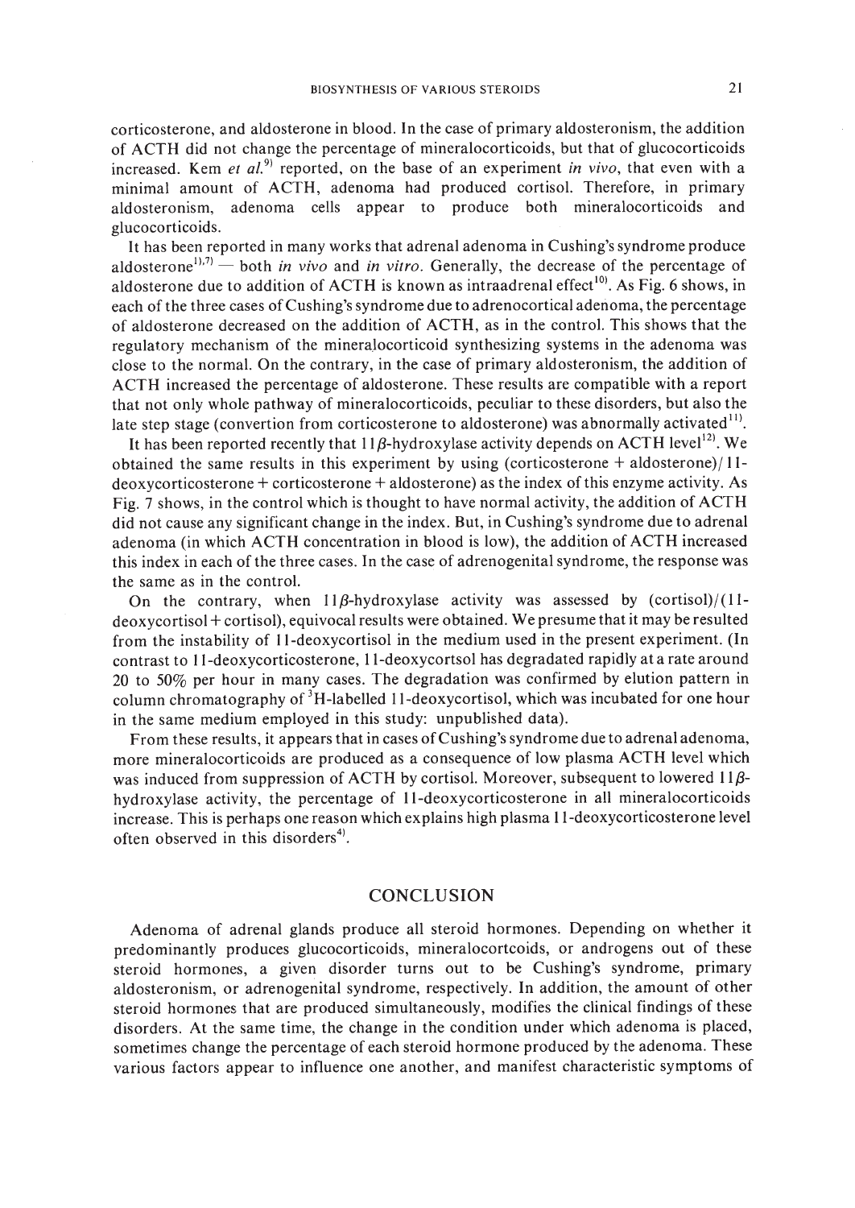corticosterone, and aldosterone in blood. In the case of primary aldosteronism, the addition of ACTH did not change the percentage of mineralocorticoids, but that of glucocorticoids increased. Kem *et al.*[9] reported, on the base of an experiment *in vivo*, that even with a minimal amount of ACTH, adenoma had produced cortisol. Therefore, in primary aldosteronism, adenoma cells appear to produce both mineralocorticoids and glucocorticoids.

It has been reported in many works that adrenal adenoma in Cushing's syndrome produce aldosterone[1),7)] — both *in vivo* and *in vitro*. Generally, the decrease of the percentage of aldosterone due to addition of ACTH is known as intraadrenal effect[10)]. As Fig. 6 shows, in each of the three cases of Cushing's syndrome due to adrenocortical adenoma, the percentage of aldosterone decreased on the addition of ACTH, as in the control. This shows that the regulatory mechanism of the mineralocorticoid synthesizing systems in the adenoma was close to the normal. On the contrary, in the case of primary aldosteronism, the addition of ACTH increased the percentage of aldosterone. These results are compatible with a report that not only whole pathway of mineralocorticoids, peculiar to these disorders, but also the late step stage (convertion from corticosterone to aldosterone) was abnormally activated[11)].

It has been reported recently that $11\beta$-hydroxylase activity depends on ACTH level[12)]. We obtained the same results in this experiment by using (corticosterone + aldosterone)/ 11-deoxycorticosterone + corticosterone + aldosterone) as the index of this enzyme activity. As Fig. 7 shows, in the control which is thought to have normal activity, the addition of ACTH did not cause any significant change in the index. But, in Cushing's syndrome due to adrenal adenoma (in which ACTH concentration in blood is low), the addition of ACTH increased this index in each of the three cases. In the case of adrenogenital syndrome, the response was the same as in the control.

On the contrary, when $11\beta$-hydroxylase activity was assessed by (cortisol)/(11-deoxycortisol + cortisol), equivocal results were obtained. We presume that it may be resulted from the instability of 11-deoxycortisol in the medium used in the present experiment. (In contrast to 11-deoxycorticosterone, 11-deoxycortsol has degradated rapidly at a rate around 20 to 50% per hour in many cases. The degradation was confirmed by elution pattern in column chromatography of $^{3}$H-labelled 11-deoxycortisol, which was incubated for one hour in the same medium employed in this study: unpublished data).

From these results, it appears that in cases of Cushing's syndrome due to adrenal adenoma, more mineralocorticoids are produced as a consequence of low plasma ACTH level which was induced from suppression of ACTH by cortisol. Moreover, subsequent to lowered $11\beta$-hydroxylase activity, the percentage of 11-deoxycorticosterone in all mineralocorticoids increase. This is perhaps one reason which explains high plasma 11-deoxycorticosterone level often observed in this disorders[4)].

## CONCLUSION

Adenoma of adrenal glands produce all steroid hormones. Depending on whether it predominantly produces glucocorticoids, mineralocortcoids, or androgens out of these steroid hormones, a given disorder turns out to be Cushing's syndrome, primary aldosteronism, or adrenogenital syndrome, respectively. In addition, the amount of other steroid hormones that are produced simultaneously, modifies the clinical findings of these disorders. At the same time, the change in the condition under which adenoma is placed, sometimes change the percentage of each steroid hormone produced by the adenoma. These various factors appear to influence one another, and manifest characteristic symptoms of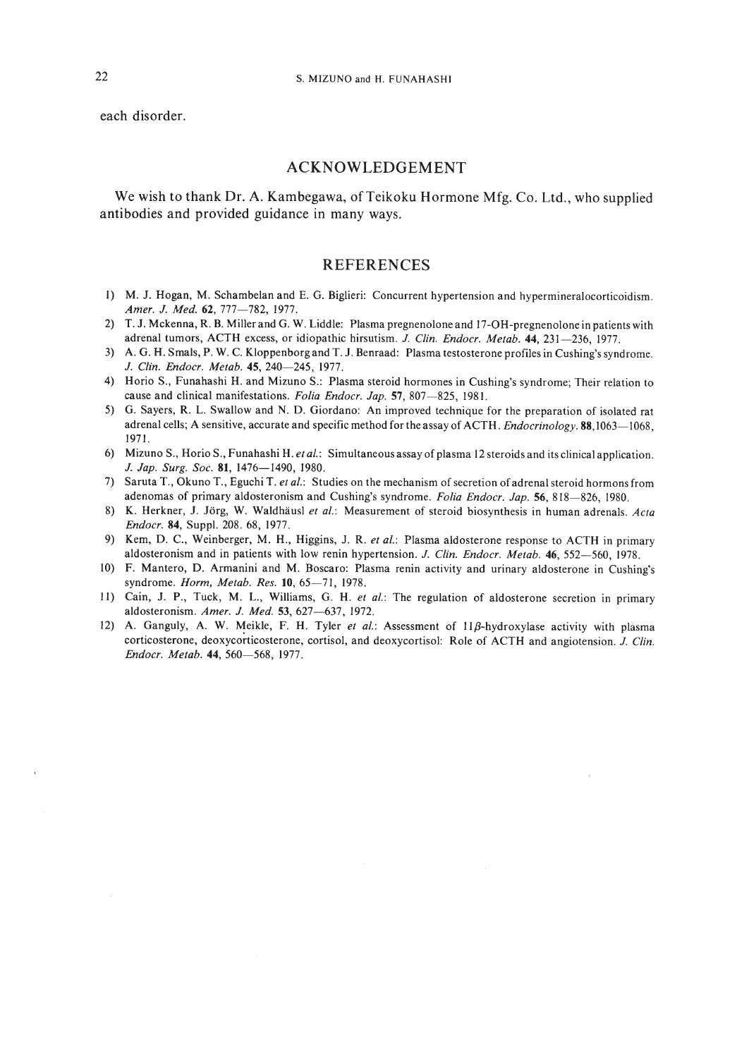each disorder.

## ACKNOWLEDGEMENT

We wish to thank Dr. A. Kambegawa, of Teikoku Hormone Mfg. Co. Ltd., who supplied antibodies and provided guidance in many ways.

## REFERENCES

1) M. J. Hogan, M. Schambelan and E. G. Biglieri: Concurrent hypertension and hypermineralocorticoidism. *Amer. J. Med.* **62**, 777—782, 1977.
2) T. J. Mckenna, R. B. Miller and G. W. Liddle: Plasma pregnenolone and 17-OH-pregnenolone in patients with adrenal tumors, ACTH excess, or idiopathic hirsutism. *J. Clin. Endocr. Metab.* **44**, 231—236, 1977.
3) A. G. H. Smals, P. W. C. Kloppenborg and T. J. Benraad: Plasma testosterone profiles in Cushing's syndrome. *J. Clin. Endocr. Metab.* **45**, 240—245, 1977.
4) Horio S., Funahashi H. and Mizuno S.: Plasma steroid hormones in Cushing's syndrome; Their relation to cause and clinical manifestations. *Folia Endocr. Jap.* **57**, 807—825, 1981.
5) G. Sayers, R. L. Swallow and N. D. Giordano: An improved technique for the preparation of isolated rat adrenal cells; A sensitive, accurate and specific method for the assay of ACTH. *Endocrinology*. **88**, 1063—1068, 1971.
6) Mizuno S., Horio S., Funahashi H. *et al.*: Simultaneous assay of plasma 12 steroids and its clinical application. *J. Jap. Surg. Soc.* **81**, 1476—1490, 1980.
7) Saruta T., Okuno T., Eguchi T. *et al.*: Studies on the mechanism of secretion of adrenal steroid hormons from adenomas of primary aldosteronism and Cushing's syndrome. *Folia Endocr. Jap.* **56**, 818—826, 1980.
8) K. Herkner, J. Jörg, W. Waldhäusl *et al.*: Measurement of steroid biosynthesis in human adrenals. *Acta Endocr.* **84**, Suppl. 208. 68, 1977.
9) Kem, D. C., Weinberger, M. H., Higgins, J. R. *et al.*: Plasma aldosterone response to ACTH in primary aldosteronism and in patients with low renin hypertension. *J. Clin. Endocr. Metab.* **46**, 552—560, 1978.
10) F. Mantero, D. Armanini and M. Boscaro: Plasma renin activity and urinary aldosterone in Cushing's syndrome. *Horm, Metab. Res.* **10**, 65—71, 1978.
11) Cain, J. P., Tuck, M. L., Williams, G. H. *et al.*: The regulation of aldosterone secretion in primary aldosteronism. *Amer. J. Med.* **53**, 627—637, 1972.
12) A. Ganguly, A. W. Meikle, F. H. Tyler *et al.*: Assessment of $11\beta$-hydroxylase activity with plasma corticosterone, deoxycorticosterone, cortisol, and deoxycortisol: Role of ACTH and angiotension. *J. Clin. Endocr. Metab.* **44**, 560—568, 1977.